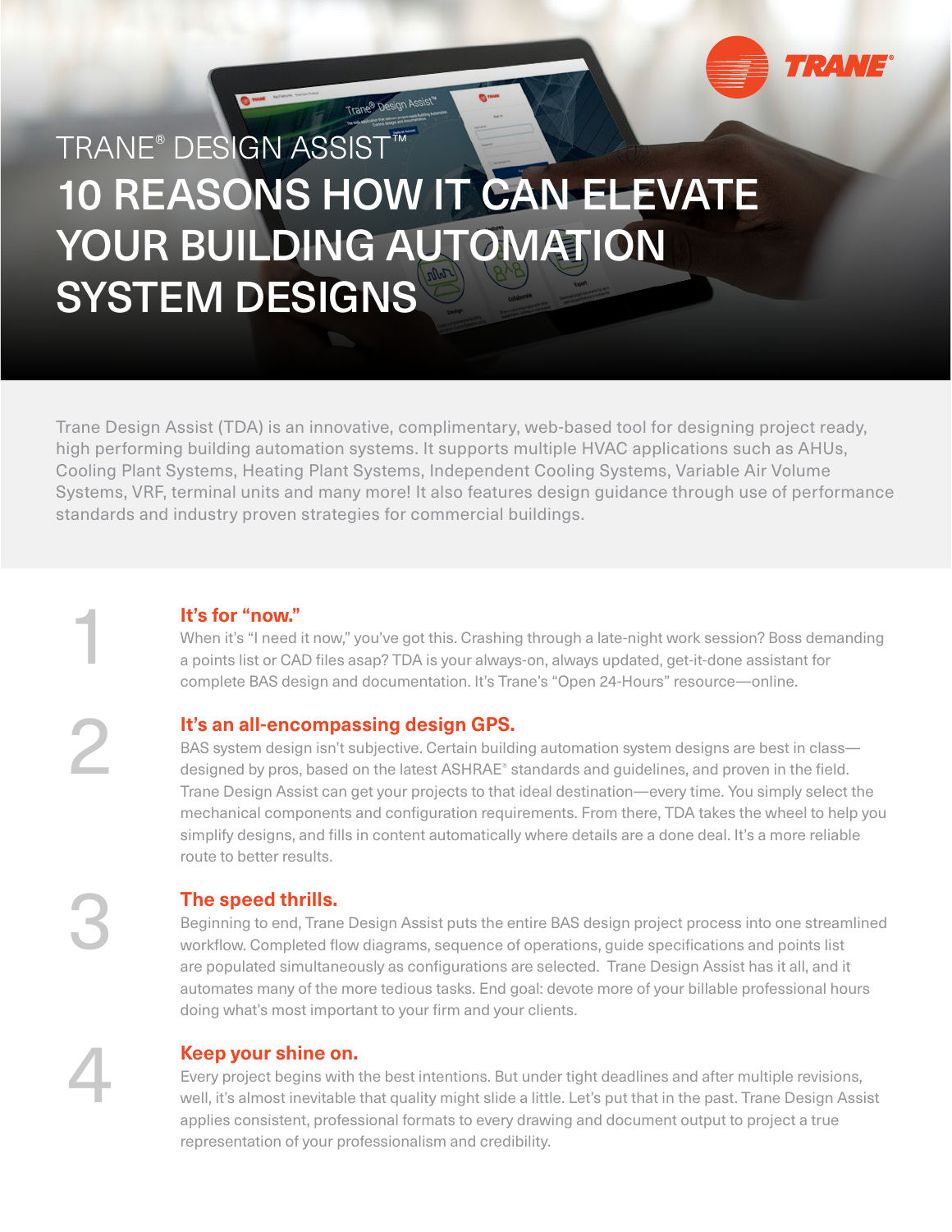TRANE® DESIGN ASSIST™

# 10 REASONS HOW IT CAN ELEVATE YOUR BUILDING AUTOMATION SYSTEM DESIGNS

Trane Design Assist (TDA) is an innovative, complimentary, web-based tool for designing project ready, high performing building automation systems. It supports multiple HVAC applications such as AHUs, Cooling Plant Systems, Heating Plant Systems, Independent Cooling Systems, Variable Air Volume Systems, VRF, terminal units and many more! It also features design guidance through use of performance standards and industry proven strategies for commercial buildings.

## 1 It's for "now."

When it's "I need it now," you've got this. Crashing through a late-night work session? Boss demanding a points list or CAD files asap? TDA is your always-on, always updated, get-it-done assistant for complete BAS design and documentation. It's Trane's "Open 24-Hours" resource—online.

## 2 It's an all-encompassing design GPS.

BAS system design isn't subjective. Certain building automation system designs are best in class—designed by pros, based on the latest ASHRAE® standards and guidelines, and proven in the field. Trane Design Assist can get your projects to that ideal destination—every time. You simply select the mechanical components and configuration requirements. From there, TDA takes the wheel to help you simplify designs, and fills in content automatically where details are a done deal. It's a more reliable route to better results.

## 3 The speed thrills.

Beginning to end, Trane Design Assist puts the entire BAS design project process into one streamlined workflow. Completed flow diagrams, sequence of operations, guide specifications and points list are populated simultaneously as configurations are selected. Trane Design Assist has it all, and it automates many of the more tedious tasks. End goal: devote more of your billable professional hours doing what's most important to your firm and your clients.

## 4 Keep your shine on.

Every project begins with the best intentions. But under tight deadlines and after multiple revisions, well, it's almost inevitable that quality might slide a little. Let's put that in the past. Trane Design Assist applies consistent, professional formats to every drawing and document output to project a true representation of your professionalism and credibility.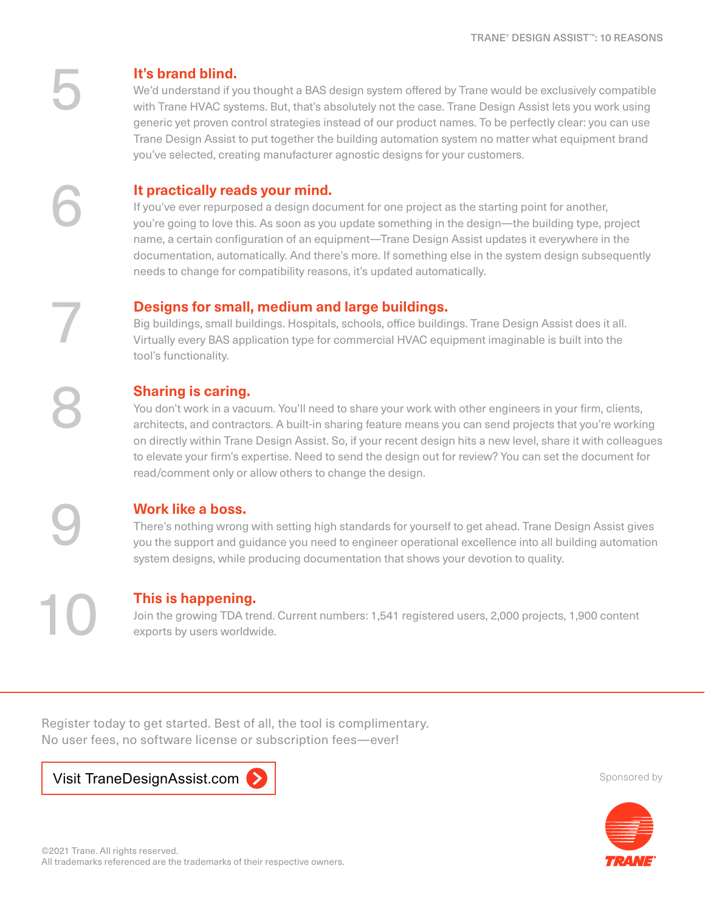## 5 It's brand blind.

We'd understand if you thought a BAS design system offered by Trane would be exclusively compatible with Trane HVAC systems. But, that's absolutely not the case. Trane Design Assist lets you work using generic yet proven control strategies instead of our product names. To be perfectly clear: you can use Trane Design Assist to put together the building automation system no matter what equipment brand you've selected, creating manufacturer agnostic designs for your customers.

## 6 It practically reads your mind.

If you've ever repurposed a design document for one project as the starting point for another, you're going to love this. As soon as you update something in the design—the building type, project name, a certain configuration of an equipment—Trane Design Assist updates it everywhere in the documentation, automatically. And there's more. If something else in the system design subsequently needs to change for compatibility reasons, it's updated automatically.

## 7 Designs for small, medium and large buildings.

Big buildings, small buildings. Hospitals, schools, office buildings. Trane Design Assist does it all. Virtually every BAS application type for commercial HVAC equipment imaginable is built into the tool's functionality.

## 8 Sharing is caring.

You don't work in a vacuum. You'll need to share your work with other engineers in your firm, clients, architects, and contractors. A built-in sharing feature means you can send projects that you're working on directly within Trane Design Assist. So, if your recent design hits a new level, share it with colleagues to elevate your firm's expertise. Need to send the design out for review? You can set the document for read/comment only or allow others to change the design.

## 9 Work like a boss.

There's nothing wrong with setting high standards for yourself to get ahead. Trane Design Assist gives you the support and guidance you need to engineer operational excellence into all building automation system designs, while producing documentation that shows your devotion to quality.

## 10 This is happening.

Join the growing TDA trend. Current numbers: 1,541 registered users, 2,000 projects, 1,900 content exports by users worldwide.

---

Register today to get started. Best of all, the tool is complimentary.
No user fees, no software license or subscription fees—ever!

Visit TraneDesignAssist.com

Sponsored by

TRANE®

©2021 Trane. All rights reserved.
All trademarks referenced are the trademarks of their respective owners.